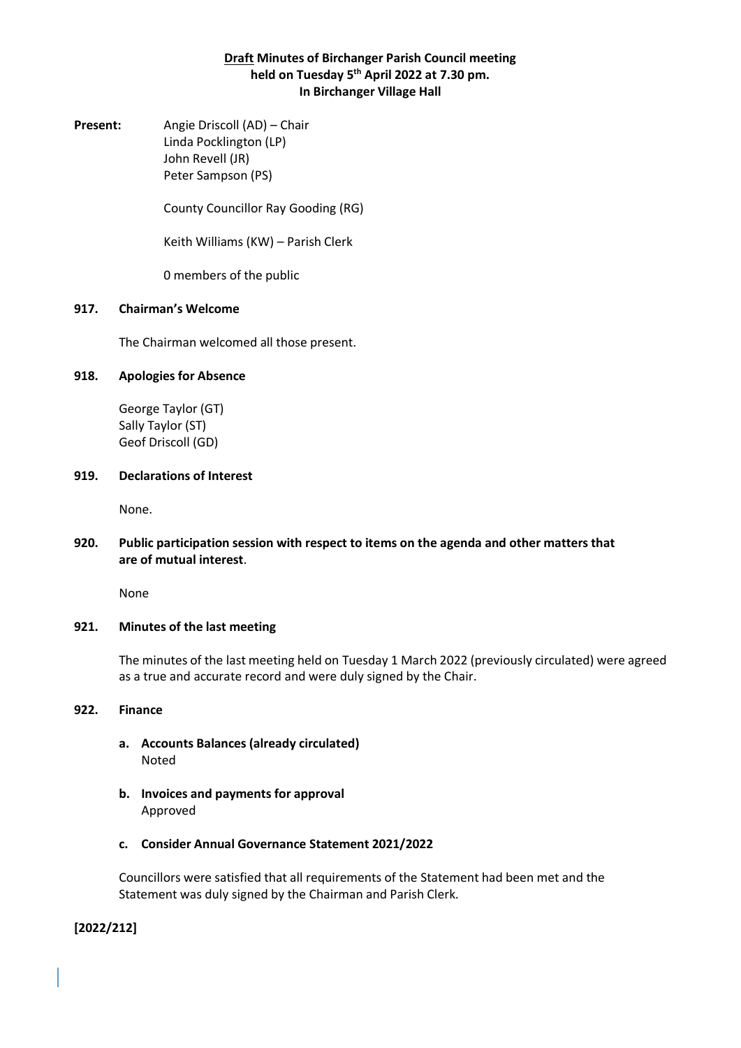# **Draft Minutes of Birchanger Parish Council meeting held on Tuesday 5th April 2022 at 7.30 pm. In Birchanger Village Hall**

**Present:** Angie Driscoll (AD) – Chair
Linda Pocklington (LP)
John Revell (JR)
Peter Sampson (PS)

County Councillor Ray Gooding (RG)

Keith Williams (KW) – Parish Clerk

0 members of the public

## 917. Chairman's Welcome

The Chairman welcomed all those present.

## 918. Apologies for Absence

George Taylor (GT)
Sally Taylor (ST)
Geof Driscoll (GD)

## 919. Declarations of Interest

None.

## 920. Public participation session with respect to items on the agenda and other matters that are of mutual interest.

None

## 921. Minutes of the last meeting

The minutes of the last meeting held on Tuesday 1 March 2022 (previously circulated) were agreed as a true and accurate record and were duly signed by the Chair.

## 922. Finance

**a. Accounts Balances (already circulated)**
Noted

**b. Invoices and payments for approval**
Approved

**c. Consider Annual Governance Statement 2021/2022**

Councillors were satisfied that all requirements of the Statement had been met and the Statement was duly signed by the Chairman and Parish Clerk.

**[2022/212]**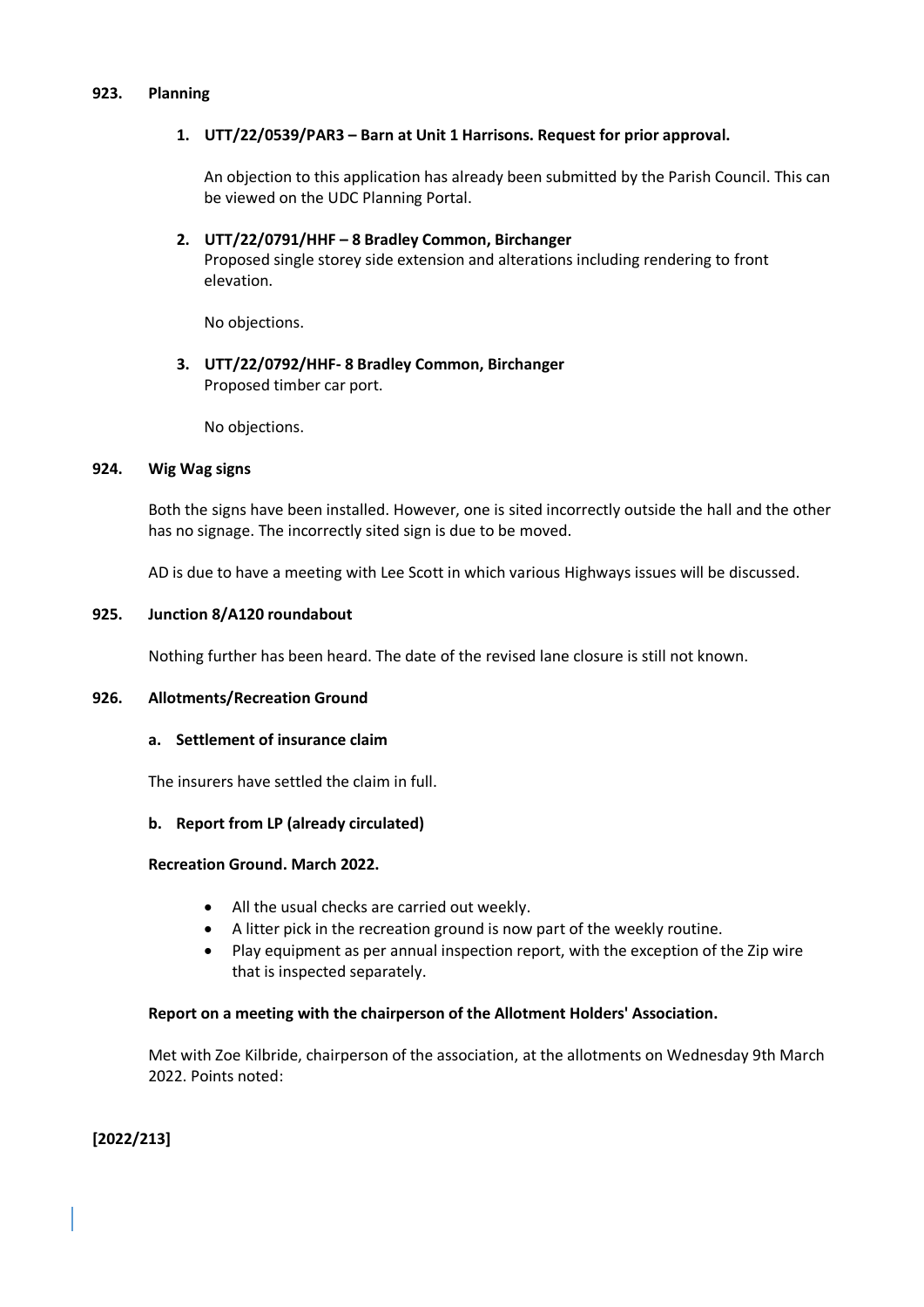**923. Planning**

**1. UTT/22/0539/PAR3 – Barn at Unit 1 Harrisons. Request for prior approval.**

An objection to this application has already been submitted by the Parish Council. This can be viewed on the UDC Planning Portal.

**2. UTT/22/0791/HHF – 8 Bradley Common, Birchanger**
Proposed single storey side extension and alterations including rendering to front elevation.

No objections.

**3. UTT/22/0792/HHF- 8 Bradley Common, Birchanger**
Proposed timber car port.

No objections.

**924. Wig Wag signs**

Both the signs have been installed. However, one is sited incorrectly outside the hall and the other has no signage. The incorrectly sited sign is due to be moved.

AD is due to have a meeting with Lee Scott in which various Highways issues will be discussed.

**925. Junction 8/A120 roundabout**

Nothing further has been heard. The date of the revised lane closure is still not known.

**926. Allotments/Recreation Ground**

**a. Settlement of insurance claim**

The insurers have settled the claim in full.

**b. Report from LP (already circulated)**

**Recreation Ground. March 2022.**

- All the usual checks are carried out weekly.
- A litter pick in the recreation ground is now part of the weekly routine.
- Play equipment as per annual inspection report, with the exception of the Zip wire that is inspected separately.

**Report on a meeting with the chairperson of the Allotment Holders' Association.**

Met with Zoe Kilbride, chairperson of the association, at the allotments on Wednesday 9th March 2022. Points noted:

**[2022/213]**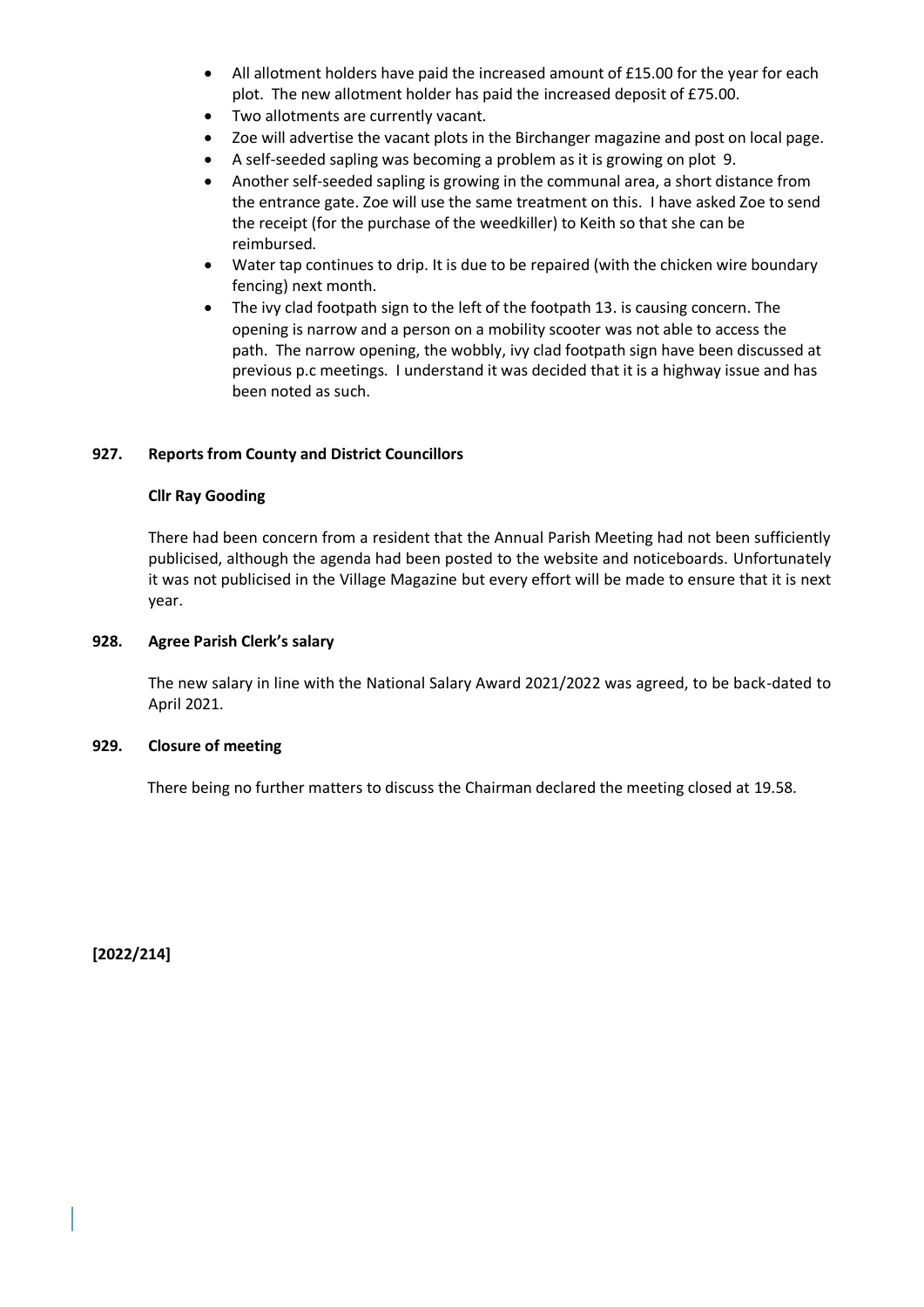- All allotment holders have paid the increased amount of £15.00 for the year for each plot. The new allotment holder has paid the increased deposit of £75.00.
- Two allotments are currently vacant.
- Zoe will advertise the vacant plots in the Birchanger magazine and post on local page.
- A self-seeded sapling was becoming a problem as it is growing on plot 9.
- Another self-seeded sapling is growing in the communal area, a short distance from the entrance gate. Zoe will use the same treatment on this. I have asked Zoe to send the receipt (for the purchase of the weedkiller) to Keith so that she can be reimbursed.
- Water tap continues to drip. It is due to be repaired (with the chicken wire boundary fencing) next month.
- The ivy clad footpath sign to the left of the footpath 13. is causing concern. The opening is narrow and a person on a mobility scooter was not able to access the path. The narrow opening, the wobbly, ivy clad footpath sign have been discussed at previous p.c meetings. I understand it was decided that it is a highway issue and has been noted as such.

**927. Reports from County and District Councillors**

**Cllr Ray Gooding**

There had been concern from a resident that the Annual Parish Meeting had not been sufficiently publicised, although the agenda had been posted to the website and noticeboards. Unfortunately it was not publicised in the Village Magazine but every effort will be made to ensure that it is next year.

**928. Agree Parish Clerk's salary**

The new salary in line with the National Salary Award 2021/2022 was agreed, to be back-dated to April 2021.

**929. Closure of meeting**

There being no further matters to discuss the Chairman declared the meeting closed at 19.58.

**[2022/214]**